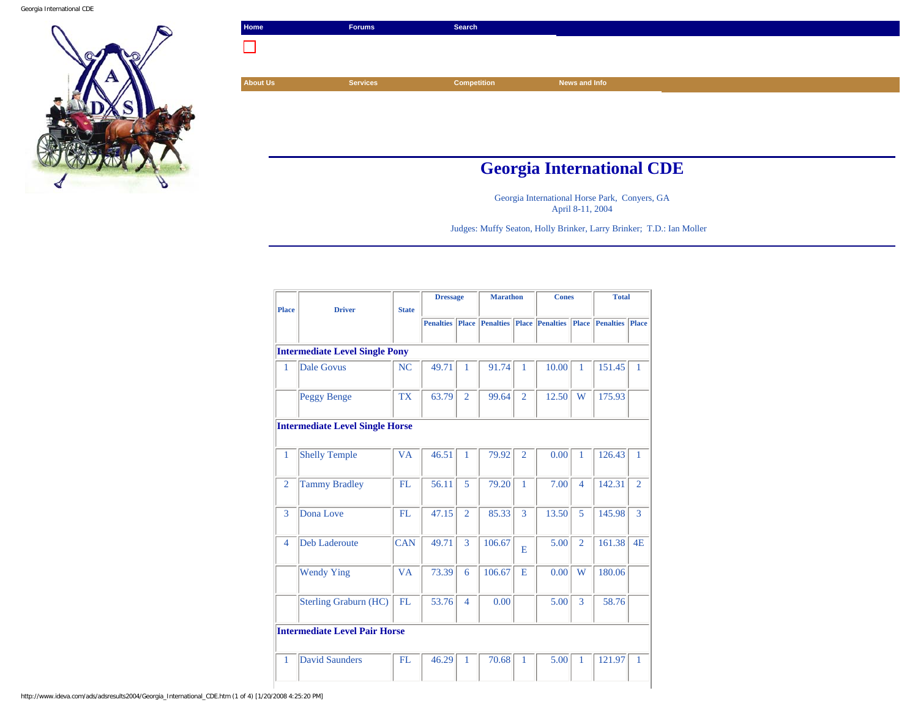Home | Forums | Search

About Us | Services | Competition | News and Info

# Georgia International CDE

Georgia International Horse Park, Conyers, GA
April 8-11, 2004

Judges: Muffy Seaton, Holly Brinker, Larry Brinker; T.D.: Ian Moller

| Place | Driver | State | Dressage | | Marathon | | Cones | | Total | |
|---|---|---|---|---|---|---|---|---|---|---|
| | | | Penalties | Place | Penalties | Place | Penalties | Place | Penalties | Place |
| **Intermediate Level Single Pony** | | | | | | | | | | |
| 1 | Dale Govus | NC | 49.71 | 1 | 91.74 | 1 | 10.00 | 1 | 151.45 | 1 |
| | Peggy Benge | TX | 63.79 | 2 | 99.64 | 2 | 12.50 | W | 175.93 | |
| **Intermediate Level Single Horse** | | | | | | | | | | |
| 1 | Shelly Temple | VA | 46.51 | 1 | 79.92 | 2 | 0.00 | 1 | 126.43 | 1 |
| 2 | Tammy Bradley | FL | 56.11 | 5 | 79.20 | 1 | 7.00 | 4 | 142.31 | 2 |
| 3 | Dona Love | FL | 47.15 | 2 | 85.33 | 3 | 13.50 | 5 | 145.98 | 3 |
| 4 | Deb Laderoute | CAN | 49.71 | 3 | 106.67 | E | 5.00 | 2 | 161.38 | 4E |
| | Wendy Ying | VA | 73.39 | 6 | 106.67 | E | 0.00 | W | 180.06 | |
| | Sterling Graburn (HC) | FL | 53.76 | 4 | 0.00 | | 5.00 | 3 | 58.76 | |
| **Intermediate Level Pair Horse** | | | | | | | | | | |
| 1 | David Saunders | FL | 46.29 | 1 | 70.68 | 1 | 5.00 | 1 | 121.97 | 1 |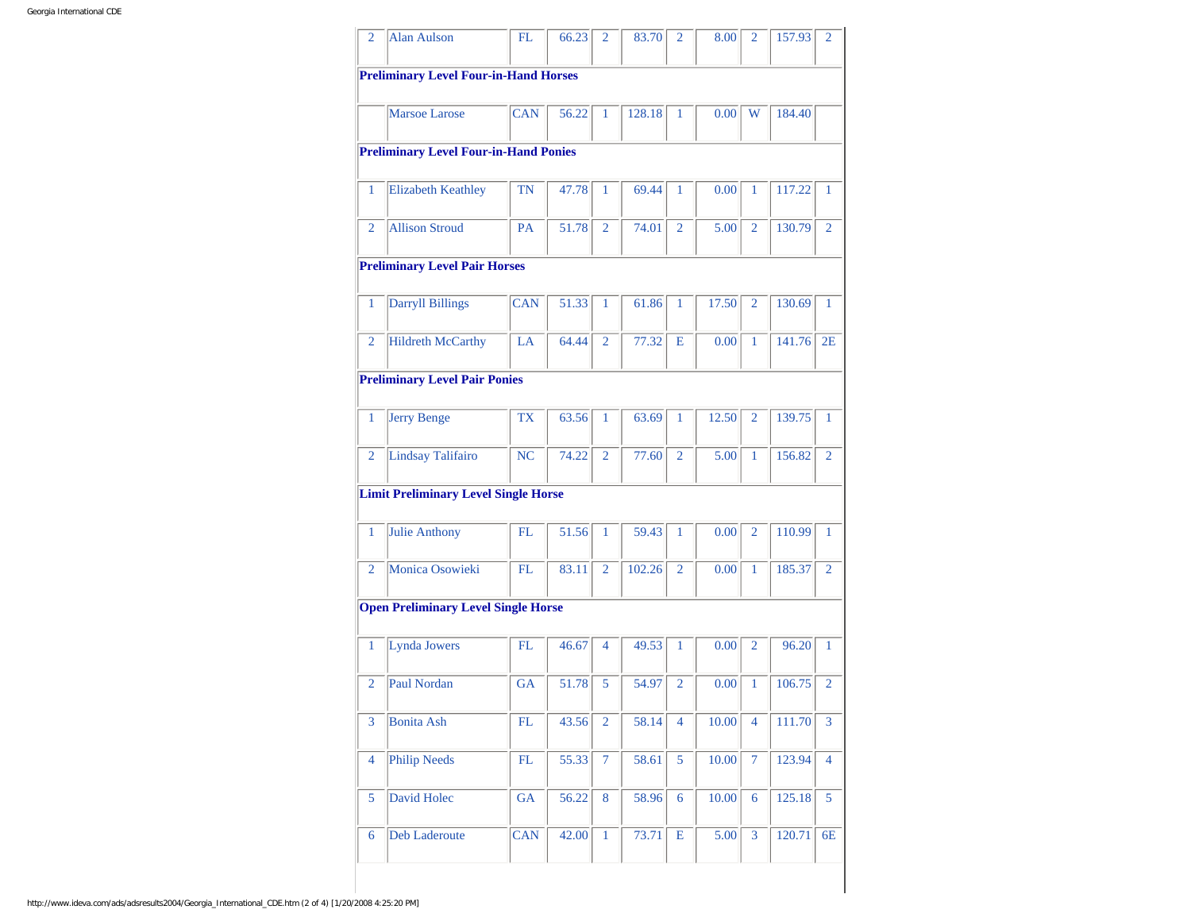| | | | | | | | | | | |
|---|---|---|---|---|---|---|---|---|---|---|
| 2 | Alan Aulson | FL | 66.23 | 2 | 83.70 | 2 | 8.00 | 2 | 157.93 | 2 |
| **Preliminary Level Four-in-Hand Horses** | | | | | | | | | | |
| | Marsoe Larose | CAN | 56.22 | 1 | 128.18 | 1 | 0.00 | W | 184.40 | |
| **Preliminary Level Four-in-Hand Ponies** | | | | | | | | | | |
| 1 | Elizabeth Keathley | TN | 47.78 | 1 | 69.44 | 1 | 0.00 | 1 | 117.22 | 1 |
| 2 | Allison Stroud | PA | 51.78 | 2 | 74.01 | 2 | 5.00 | 2 | 130.79 | 2 |
| **Preliminary Level Pair Horses** | | | | | | | | | | |
| 1 | Darryll Billings | CAN | 51.33 | 1 | 61.86 | 1 | 17.50 | 2 | 130.69 | 1 |
| 2 | Hildreth McCarthy | LA | 64.44 | 2 | 77.32 | E | 0.00 | 1 | 141.76 | 2E |
| **Preliminary Level Pair Ponies** | | | | | | | | | | |
| 1 | Jerry Benge | TX | 63.56 | 1 | 63.69 | 1 | 12.50 | 2 | 139.75 | 1 |
| 2 | Lindsay Talifairo | NC | 74.22 | 2 | 77.60 | 2 | 5.00 | 1 | 156.82 | 2 |
| **Limit Preliminary Level Single Horse** | | | | | | | | | | |
| 1 | Julie Anthony | FL | 51.56 | 1 | 59.43 | 1 | 0.00 | 2 | 110.99 | 1 |
| 2 | Monica Osowieki | FL | 83.11 | 2 | 102.26 | 2 | 0.00 | 1 | 185.37 | 2 |
| **Open Preliminary Level Single Horse** | | | | | | | | | | |
| 1 | Lynda Jowers | FL | 46.67 | 4 | 49.53 | 1 | 0.00 | 2 | 96.20 | 1 |
| 2 | Paul Nordan | GA | 51.78 | 5 | 54.97 | 2 | 0.00 | 1 | 106.75 | 2 |
| 3 | Bonita Ash | FL | 43.56 | 2 | 58.14 | 4 | 10.00 | 4 | 111.70 | 3 |
| 4 | Philip Needs | FL | 55.33 | 7 | 58.61 | 5 | 10.00 | 7 | 123.94 | 4 |
| 5 | David Holec | GA | 56.22 | 8 | 58.96 | 6 | 10.00 | 6 | 125.18 | 5 |
| 6 | Deb Laderoute | CAN | 42.00 | 1 | 73.71 | E | 5.00 | 3 | 120.71 | 6E |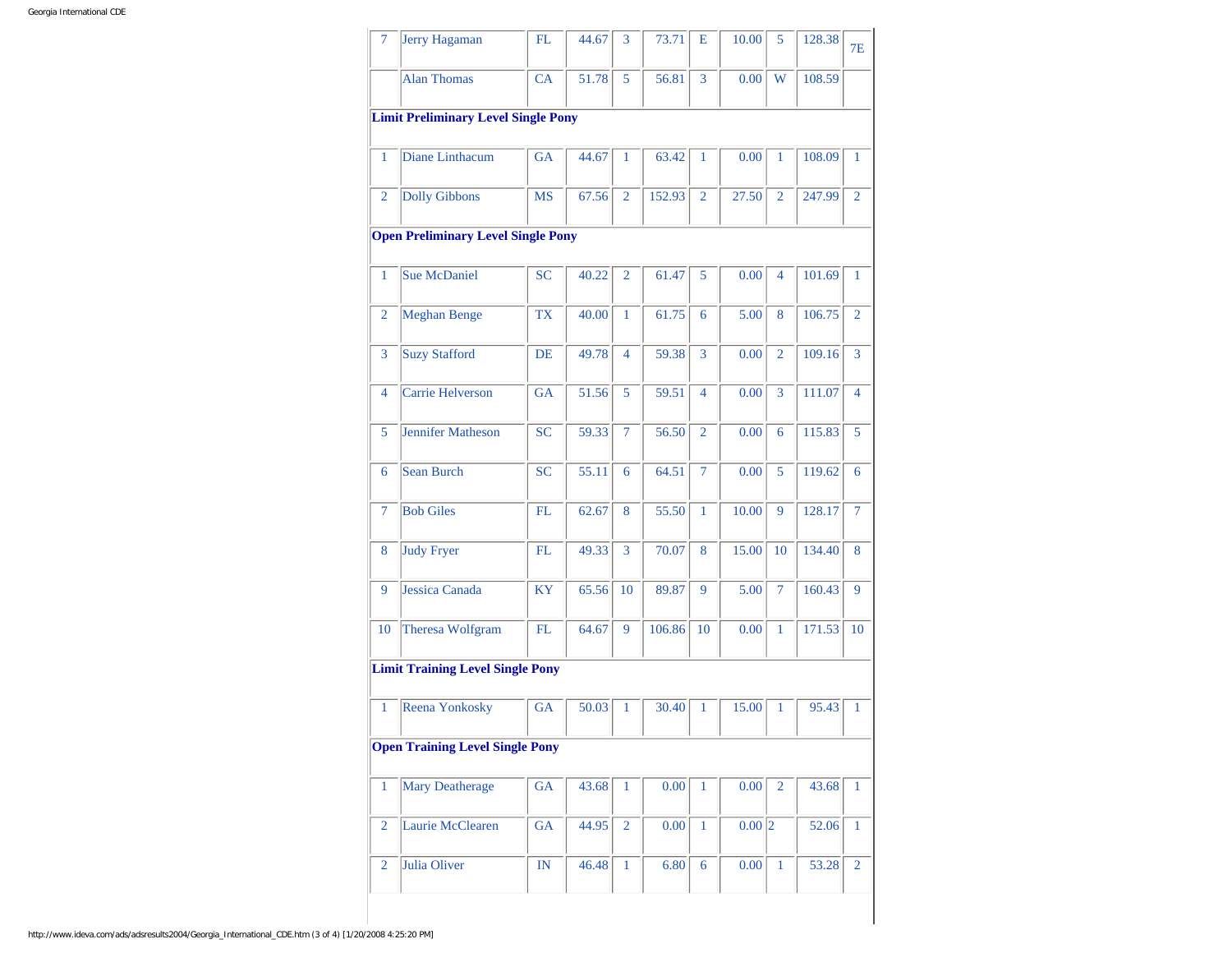| 7 | Jerry Hagaman | FL | 44.67 | 3 | 73.71 | E | 10.00 | 5 | 128.38 | 7E |
|---|---|---|---|---|---|---|---|---|---|---|
| | Alan Thomas | CA | 51.78 | 5 | 56.81 | 3 | 0.00 | W | 108.59 | |
| **Limit Preliminary Level Single Pony** | | | | | | | | | | |
| 1 | Diane Linthacum | GA | 44.67 | 1 | 63.42 | 1 | 0.00 | 1 | 108.09 | 1 |
| 2 | Dolly Gibbons | MS | 67.56 | 2 | 152.93 | 2 | 27.50 | 2 | 247.99 | 2 |
| **Open Preliminary Level Single Pony** | | | | | | | | | | |
| 1 | Sue McDaniel | SC | 40.22 | 2 | 61.47 | 5 | 0.00 | 4 | 101.69 | 1 |
| 2 | Meghan Benge | TX | 40.00 | 1 | 61.75 | 6 | 5.00 | 8 | 106.75 | 2 |
| 3 | Suzy Stafford | DE | 49.78 | 4 | 59.38 | 3 | 0.00 | 2 | 109.16 | 3 |
| 4 | Carrie Helverson | GA | 51.56 | 5 | 59.51 | 4 | 0.00 | 3 | 111.07 | 4 |
| 5 | Jennifer Matheson | SC | 59.33 | 7 | 56.50 | 2 | 0.00 | 6 | 115.83 | 5 |
| 6 | Sean Burch | SC | 55.11 | 6 | 64.51 | 7 | 0.00 | 5 | 119.62 | 6 |
| 7 | Bob Giles | FL | 62.67 | 8 | 55.50 | 1 | 10.00 | 9 | 128.17 | 7 |
| 8 | Judy Fryer | FL | 49.33 | 3 | 70.07 | 8 | 15.00 | 10 | 134.40 | 8 |
| 9 | Jessica Canada | KY | 65.56 | 10 | 89.87 | 9 | 5.00 | 7 | 160.43 | 9 |
| 10 | Theresa Wolfgram | FL | 64.67 | 9 | 106.86 | 10 | 0.00 | 1 | 171.53 | 10 |
| **Limit Training Level Single Pony** | | | | | | | | | | |
| 1 | Reena Yonkosky | GA | 50.03 | 1 | 30.40 | 1 | 15.00 | 1 | 95.43 | 1 |
| **Open Training Level Single Pony** | | | | | | | | | | |
| 1 | Mary Deatherage | GA | 43.68 | 1 | 0.00 | 1 | 0.00 | 2 | 43.68 | 1 |
| 2 | Laurie McClearen | GA | 44.95 | 2 | 0.00 | 1 | 0.00 | 2 | 52.06 | 1 |
| 2 | Julia Oliver | IN | 46.48 | 1 | 6.80 | 6 | 0.00 | 1 | 53.28 | 2 |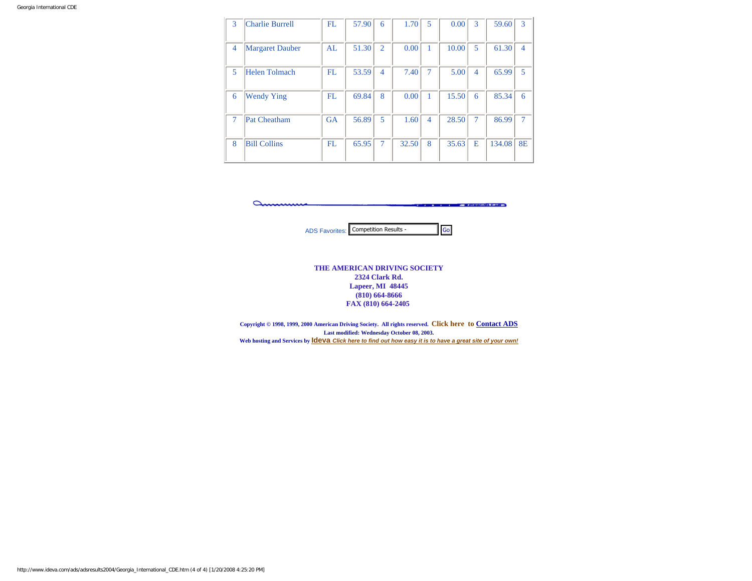| | | | | | | | | | | |
|---|---|---|---|---|---|---|---|---|---|---|
| 3 | Charlie Burrell | FL | 57.90 | 6 | 1.70 | 5 | 0.00 | 3 | 59.60 | 3 |
| 4 | Margaret Dauber | AL | 51.30 | 2 | 0.00 | 1 | 10.00 | 5 | 61.30 | 4 |
| 5 | Helen Tolmach | FL | 53.59 | 4 | 7.40 | 7 | 5.00 | 4 | 65.99 | 5 |
| 6 | Wendy Ying | FL | 69.84 | 8 | 0.00 | 1 | 15.50 | 6 | 85.34 | 6 |
| 7 | Pat Cheatham | GA | 56.89 | 5 | 1.60 | 4 | 28.50 | 7 | 86.99 | 7 |
| 8 | Bill Collins | FL | 65.95 | 7 | 32.50 | 8 | 35.63 | E | 134.08 | 8E |

ADS Favorites: Competition Results - Go

**THE AMERICAN DRIVING SOCIETY**
**2324 Clark Rd.**
**Lapeer, MI 48445**
**(810) 664-8666**
**FAX (810) 664-2405**

**Copyright © 1998, 1999, 2000 American Driving Society. All rights reserved. Click here to Contact ADS**
**Last modified: Wednesday October 08, 2003.**
**Web hosting and Services by Ideva *Click here to find out how easy it is to have a great site of your own!***